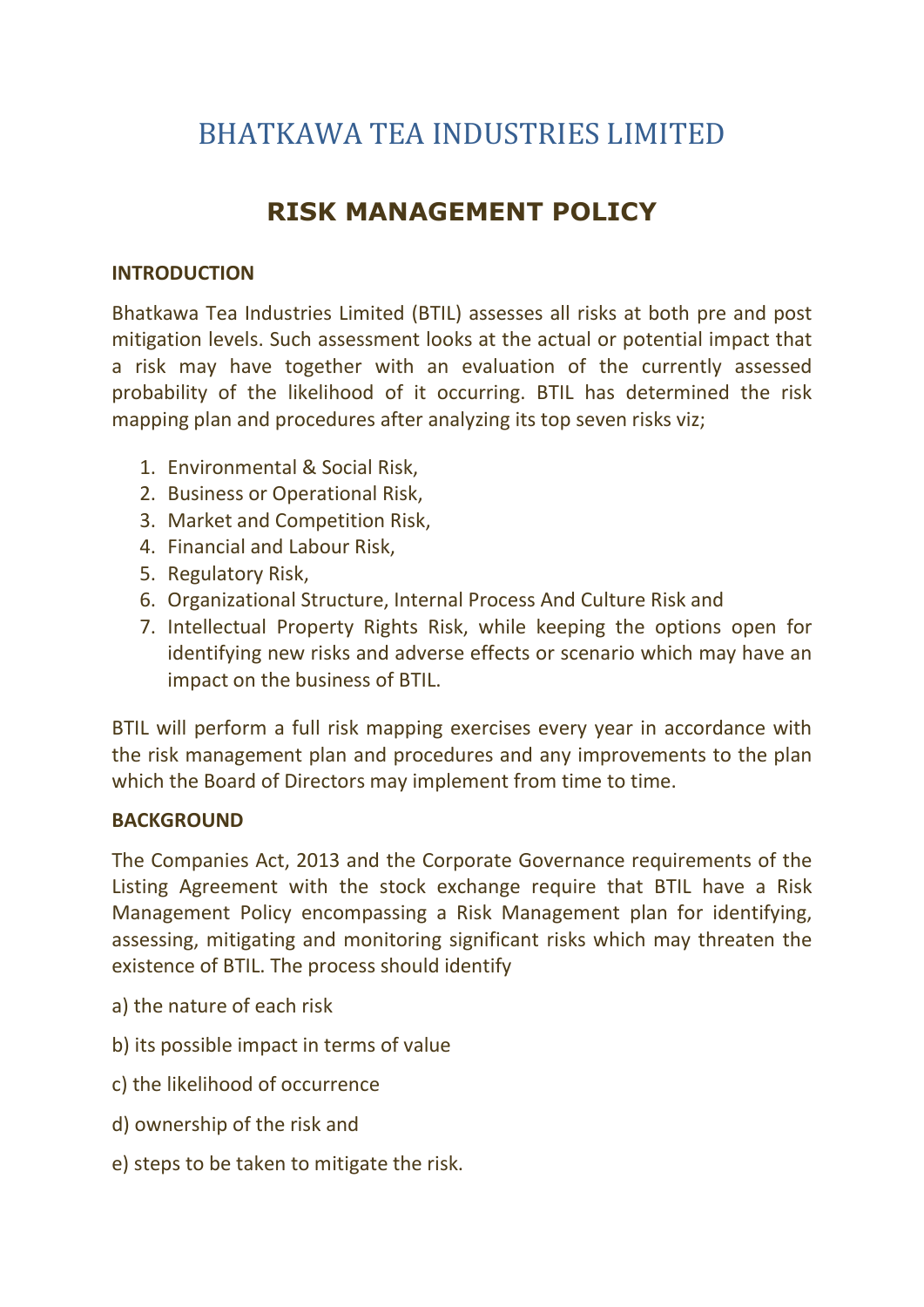# BHATKAWA TEA INDUSTRIES LIMITED

## RISK MANAGEMENT POLICY

**INTRODUCTION**

Bhatkawa Tea Industries Limited (BTIL) assesses all risks at both pre and post mitigation levels. Such assessment looks at the actual or potential impact that a risk may have together with an evaluation of the currently assessed probability of the likelihood of it occurring. BTIL has determined the risk mapping plan and procedures after analyzing its top seven risks viz;

1. Environmental & Social Risk,
2. Business or Operational Risk,
3. Market and Competition Risk,
4. Financial and Labour Risk,
5. Regulatory Risk,
6. Organizational Structure, Internal Process And Culture Risk and
7. Intellectual Property Rights Risk, while keeping the options open for identifying new risks and adverse effects or scenario which may have an impact on the business of BTIL.

BTIL will perform a full risk mapping exercises every year in accordance with the risk management plan and procedures and any improvements to the plan which the Board of Directors may implement from time to time.

**BACKGROUND**

The Companies Act, 2013 and the Corporate Governance requirements of the Listing Agreement with the stock exchange require that BTIL have a Risk Management Policy encompassing a Risk Management plan for identifying, assessing, mitigating and monitoring significant risks which may threaten the existence of BTIL. The process should identify

a) the nature of each risk

b) its possible impact in terms of value

c) the likelihood of occurrence

d) ownership of the risk and

e) steps to be taken to mitigate the risk.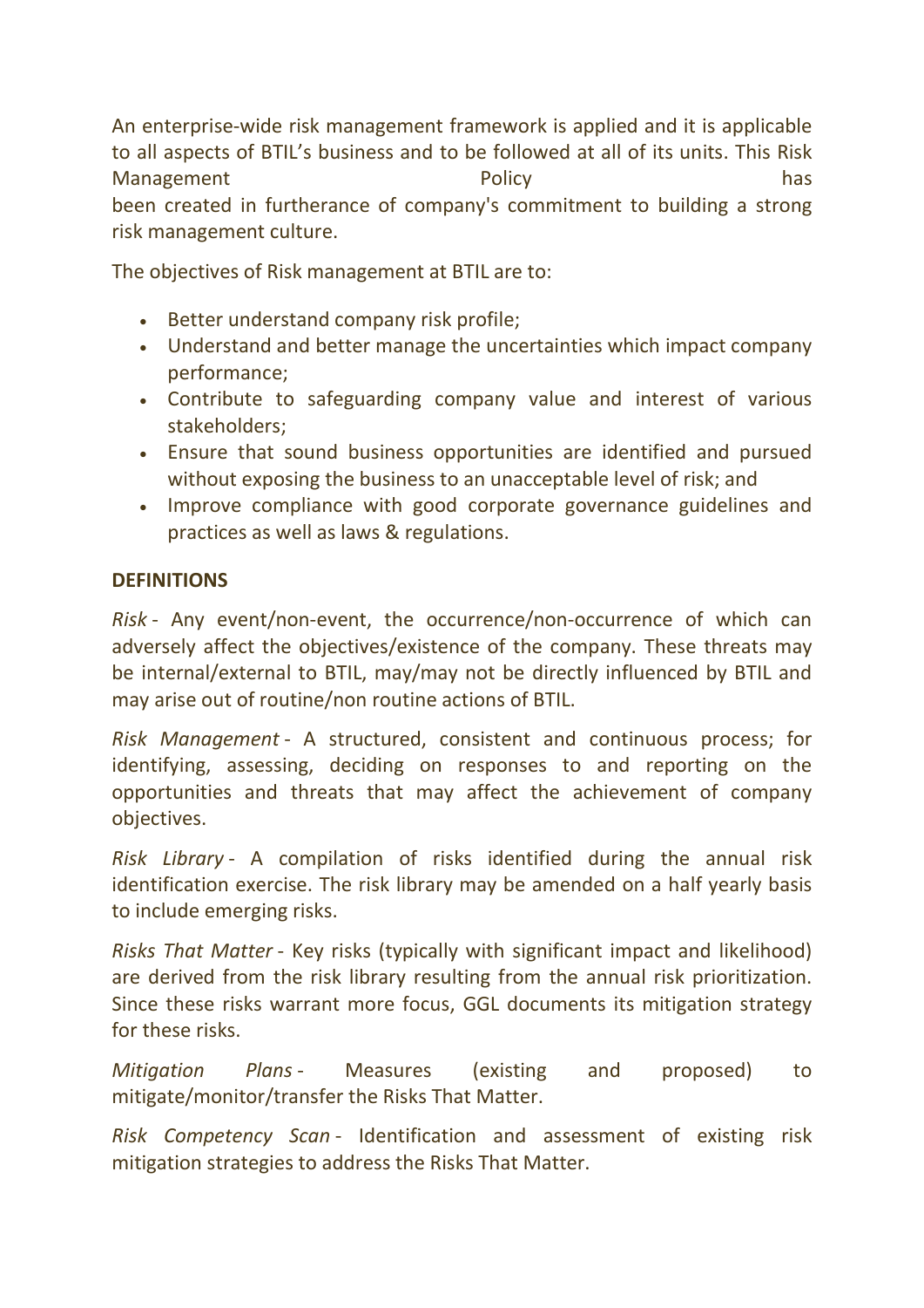An enterprise-wide risk management framework is applied and it is applicable to all aspects of BTIL's business and to be followed at all of its units. This Risk Management Policy has been created in furtherance of company's commitment to building a strong risk management culture.

The objectives of Risk management at BTIL are to:

- Better understand company risk profile;
- Understand and better manage the uncertainties which impact company performance;
- Contribute to safeguarding company value and interest of various stakeholders;
- Ensure that sound business opportunities are identified and pursued without exposing the business to an unacceptable level of risk; and
- Improve compliance with good corporate governance guidelines and practices as well as laws & regulations.

**DEFINITIONS**

*Risk* - Any event/non-event, the occurrence/non-occurrence of which can adversely affect the objectives/existence of the company. These threats may be internal/external to BTIL, may/may not be directly influenced by BTIL and may arise out of routine/non routine actions of BTIL.

*Risk Management* - A structured, consistent and continuous process; for identifying, assessing, deciding on responses to and reporting on the opportunities and threats that may affect the achievement of company objectives.

*Risk Library* - A compilation of risks identified during the annual risk identification exercise. The risk library may be amended on a half yearly basis to include emerging risks.

*Risks That Matter* - Key risks (typically with significant impact and likelihood) are derived from the risk library resulting from the annual risk prioritization. Since these risks warrant more focus, GGL documents its mitigation strategy for these risks.

*Mitigation Plans* - Measures (existing and proposed) to mitigate/monitor/transfer the Risks That Matter.

*Risk Competency Scan* - Identification and assessment of existing risk mitigation strategies to address the Risks That Matter.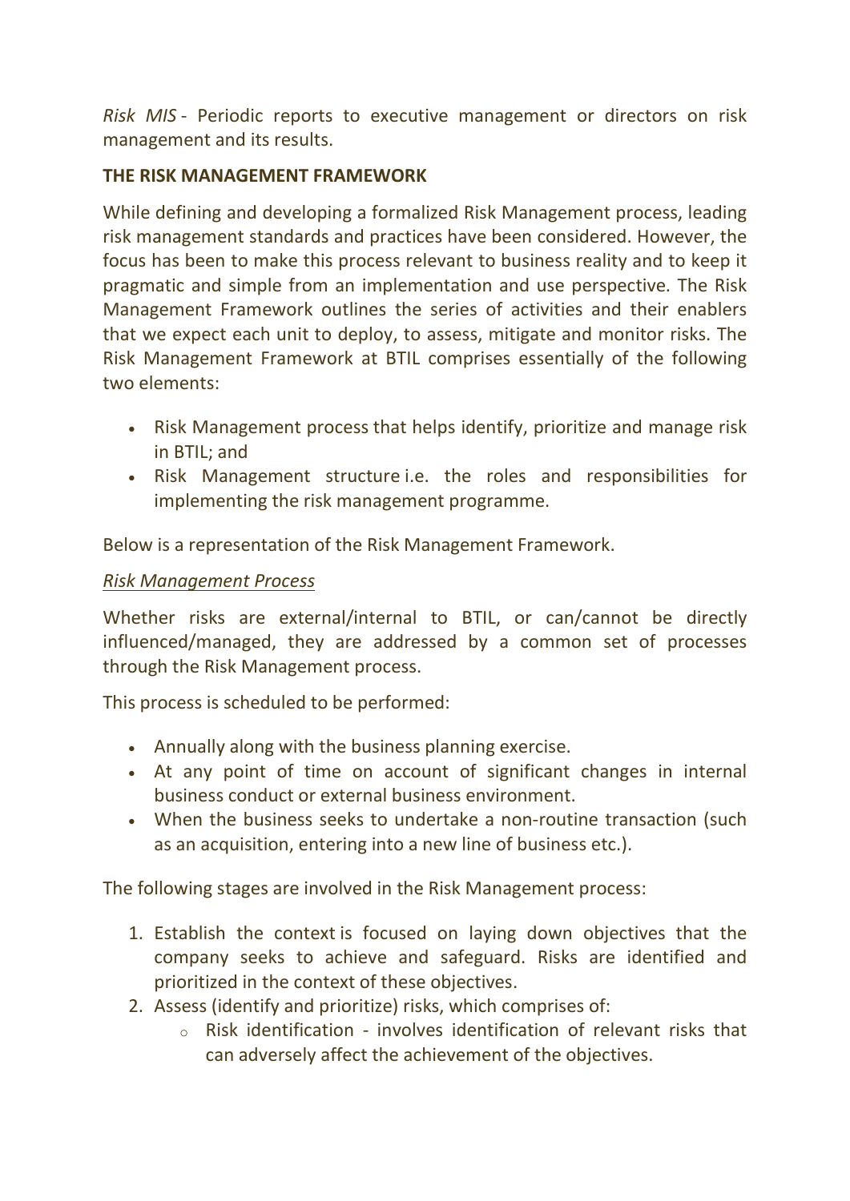*Risk MIS* - Periodic reports to executive management or directors on risk management and its results.

**THE RISK MANAGEMENT FRAMEWORK**

While defining and developing a formalized Risk Management process, leading risk management standards and practices have been considered. However, the focus has been to make this process relevant to business reality and to keep it pragmatic and simple from an implementation and use perspective. The Risk Management Framework outlines the series of activities and their enablers that we expect each unit to deploy, to assess, mitigate and monitor risks. The Risk Management Framework at BTIL comprises essentially of the following two elements:

- Risk Management process that helps identify, prioritize and manage risk in BTIL; and
- Risk Management structure i.e. the roles and responsibilities for implementing the risk management programme.

Below is a representation of the Risk Management Framework.

<u>*Risk Management Process*</u>

Whether risks are external/internal to BTIL, or can/cannot be directly influenced/managed, they are addressed by a common set of processes through the Risk Management process.

This process is scheduled to be performed:

- Annually along with the business planning exercise.
- At any point of time on account of significant changes in internal business conduct or external business environment.
- When the business seeks to undertake a non-routine transaction (such as an acquisition, entering into a new line of business etc.).

The following stages are involved in the Risk Management process:

1. Establish the context is focused on laying down objectives that the company seeks to achieve and safeguard. Risks are identified and prioritized in the context of these objectives.
2. Assess (identify and prioritize) risks, which comprises of:
    - Risk identification - involves identification of relevant risks that can adversely affect the achievement of the objectives.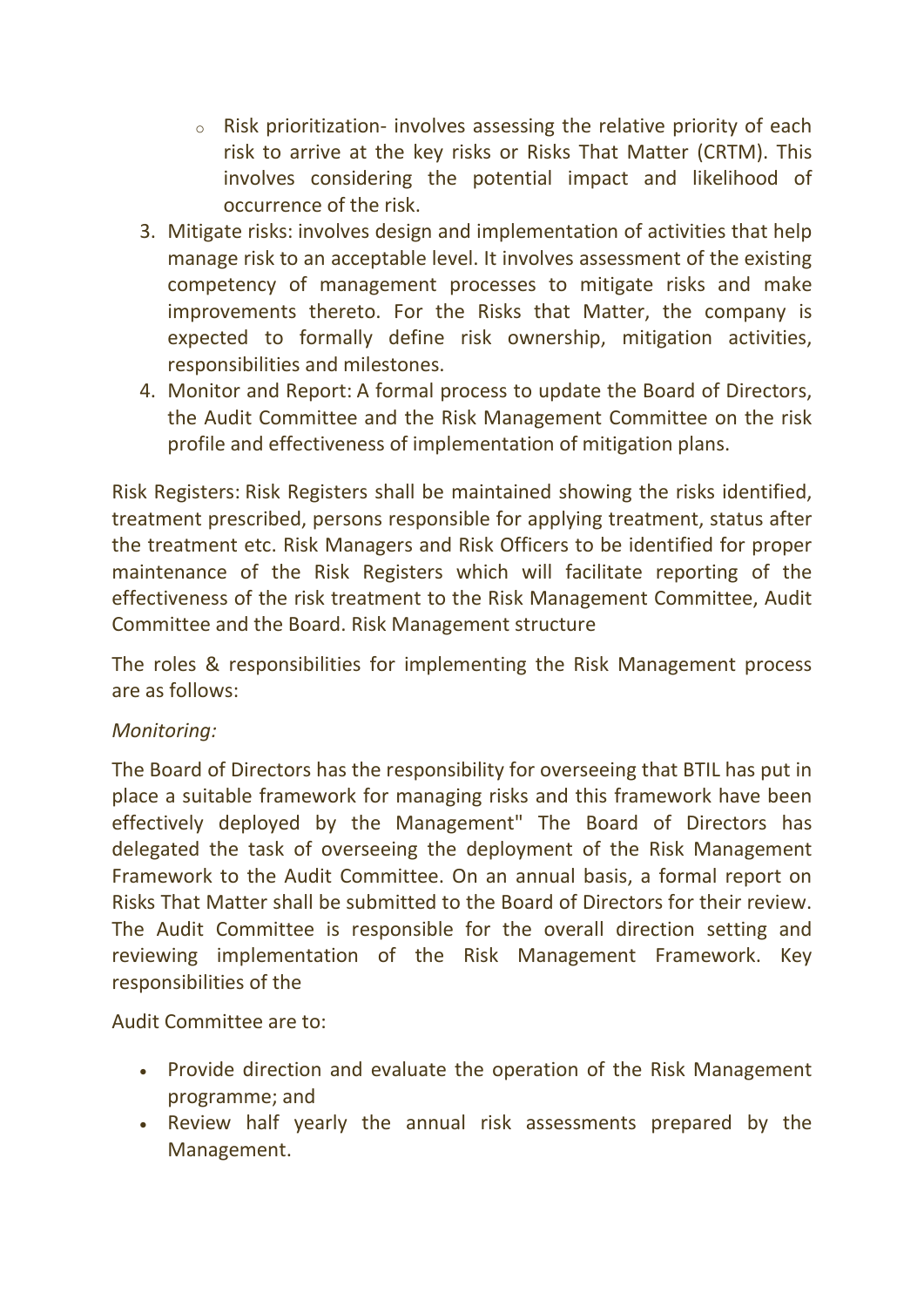- Risk prioritization- involves assessing the relative priority of each risk to arrive at the key risks or Risks That Matter (CRTM). This involves considering the potential impact and likelihood of occurrence of the risk.

3. Mitigate risks: involves design and implementation of activities that help manage risk to an acceptable level. It involves assessment of the existing competency of management processes to mitigate risks and make improvements thereto. For the Risks that Matter, the company is expected to formally define risk ownership, mitigation activities, responsibilities and milestones.
4. Monitor and Report: A formal process to update the Board of Directors, the Audit Committee and the Risk Management Committee on the risk profile and effectiveness of implementation of mitigation plans.

Risk Registers: Risk Registers shall be maintained showing the risks identified, treatment prescribed, persons responsible for applying treatment, status after the treatment etc. Risk Managers and Risk Officers to be identified for proper maintenance of the Risk Registers which will facilitate reporting of the effectiveness of the risk treatment to the Risk Management Committee, Audit Committee and the Board. Risk Management structure

The roles & responsibilities for implementing the Risk Management process are as follows:

*Monitoring:*

The Board of Directors has the responsibility for overseeing that BTIL has put in place a suitable framework for managing risks and this framework have been effectively deployed by the Management" The Board of Directors has delegated the task of overseeing the deployment of the Risk Management Framework to the Audit Committee. On an annual basis, a formal report on Risks That Matter shall be submitted to the Board of Directors for their review. The Audit Committee is responsible for the overall direction setting and reviewing implementation of the Risk Management Framework. Key responsibilities of the

Audit Committee are to:

- Provide direction and evaluate the operation of the Risk Management programme; and
- Review half yearly the annual risk assessments prepared by the Management.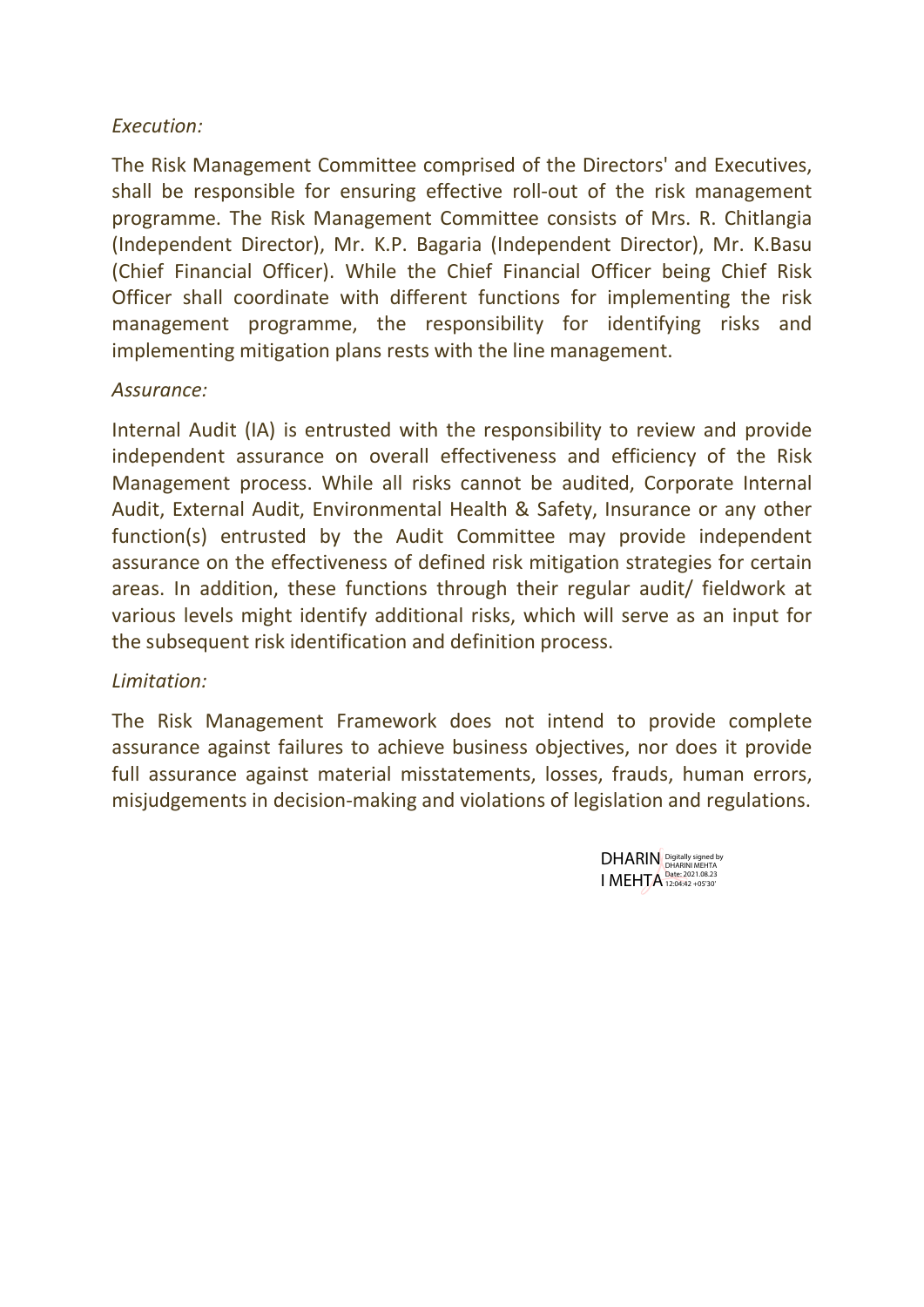*Execution:*

The Risk Management Committee comprised of the Directors' and Executives, shall be responsible for ensuring effective roll-out of the risk management programme. The Risk Management Committee consists of Mrs. R. Chitlangia (Independent Director), Mr. K.P. Bagaria (Independent Director), Mr. K.Basu (Chief Financial Officer). While the Chief Financial Officer being Chief Risk Officer shall coordinate with different functions for implementing the risk management programme, the responsibility for identifying risks and implementing mitigation plans rests with the line management.

*Assurance:*

Internal Audit (IA) is entrusted with the responsibility to review and provide independent assurance on overall effectiveness and efficiency of the Risk Management process. While all risks cannot be audited, Corporate Internal Audit, External Audit, Environmental Health & Safety, Insurance or any other function(s) entrusted by the Audit Committee may provide independent assurance on the effectiveness of defined risk mitigation strategies for certain areas. In addition, these functions through their regular audit/ fieldwork at various levels might identify additional risks, which will serve as an input for the subsequent risk identification and definition process.

*Limitation:*

The Risk Management Framework does not intend to provide complete assurance against failures to achieve business objectives, nor does it provide full assurance against material misstatements, losses, frauds, human errors, misjudgements in decision-making and violations of legislation and regulations.

DHARINI MEHTA
Digitally signed by DHARINI MEHTA
Date: 2021.08.23 12:04:42 +05'30'